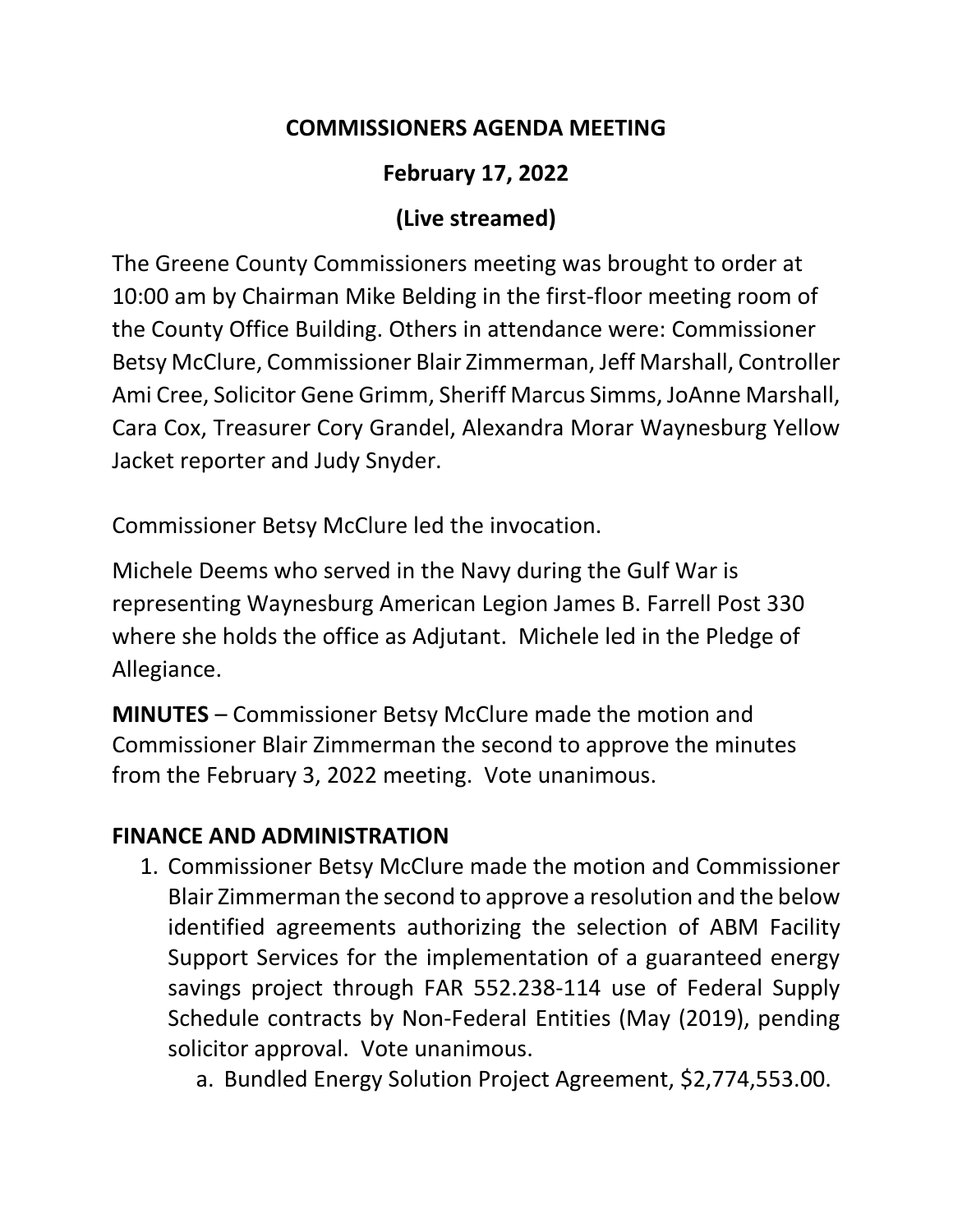# COMMISSIONERS AGENDA MEETING

## February 17, 2022

## (Live streamed)

The Greene County Commissioners meeting was brought to order at 10:00 am by Chairman Mike Belding in the first-floor meeting room of the County Office Building. Others in attendance were: Commissioner Betsy McClure, Commissioner Blair Zimmerman, Jeff Marshall, Controller Ami Cree, Solicitor Gene Grimm, Sheriff Marcus Simms, JoAnne Marshall, Cara Cox, Treasurer Cory Grandel, Alexandra Morar Waynesburg Yellow Jacket reporter and Judy Snyder.

Commissioner Betsy McClure led the invocation.

Michele Deems who served in the Navy during the Gulf War is representing Waynesburg American Legion James B. Farrell Post 330 where she holds the office as Adjutant. Michele led in the Pledge of Allegiance.

**MINUTES** – Commissioner Betsy McClure made the motion and Commissioner Blair Zimmerman the second to approve the minutes from the February 3, 2022 meeting. Vote unanimous.

**FINANCE AND ADMINISTRATION**

1. Commissioner Betsy McClure made the motion and Commissioner Blair Zimmerman the second to approve a resolution and the below identified agreements authorizing the selection of ABM Facility Support Services for the implementation of a guaranteed energy savings project through FAR 552.238-114 use of Federal Supply Schedule contracts by Non-Federal Entities (May (2019), pending solicitor approval. Vote unanimous.
    a. Bundled Energy Solution Project Agreement, $2,774,553.00.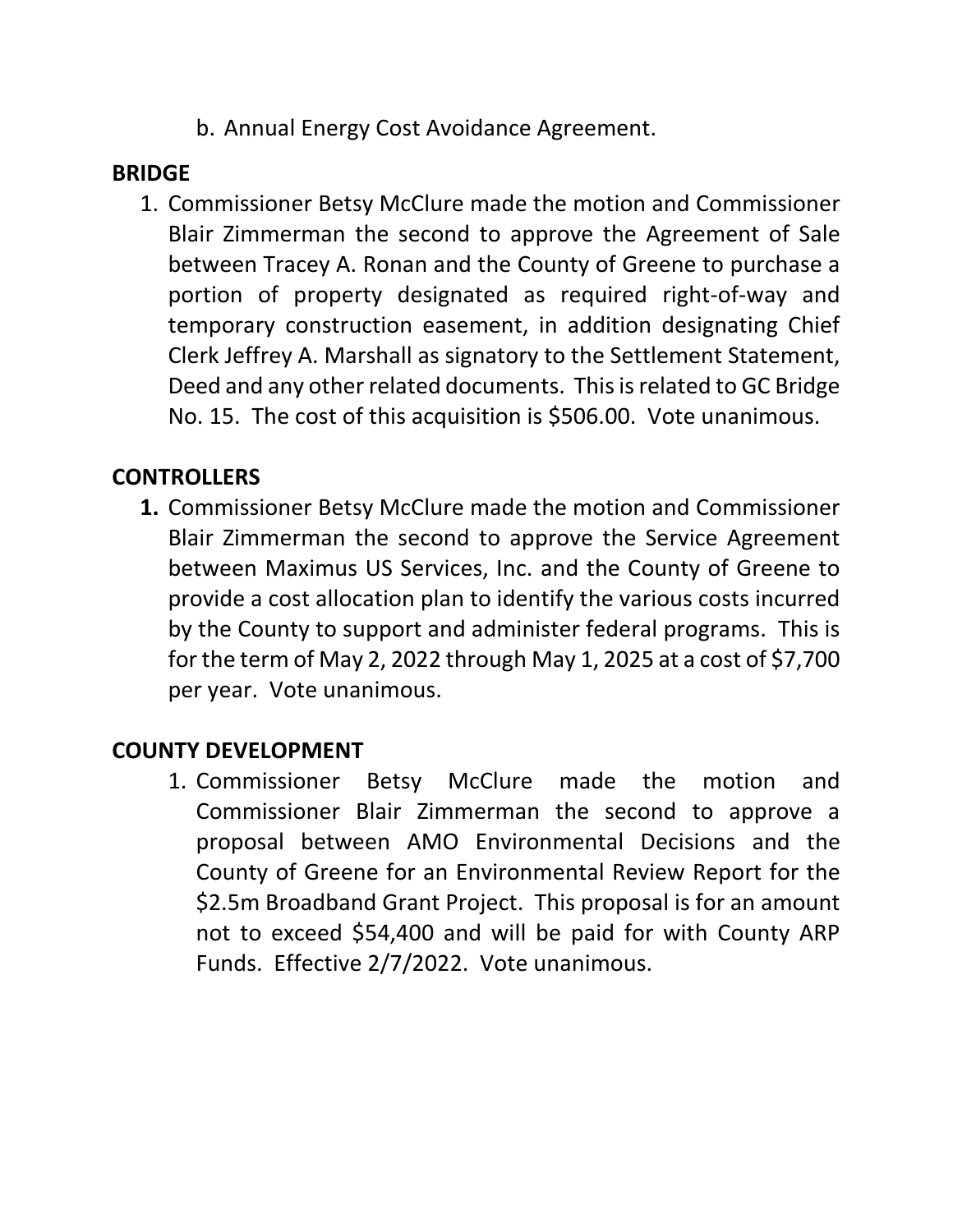b. Annual Energy Cost Avoidance Agreement.

**BRIDGE**

1. Commissioner Betsy McClure made the motion and Commissioner Blair Zimmerman the second to approve the Agreement of Sale between Tracey A. Ronan and the County of Greene to purchase a portion of property designated as required right-of-way and temporary construction easement, in addition designating Chief Clerk Jeffrey A. Marshall as signatory to the Settlement Statement, Deed and any other related documents. This is related to GC Bridge No. 15. The cost of this acquisition is $506.00. Vote unanimous.

**CONTROLLERS**

1. Commissioner Betsy McClure made the motion and Commissioner Blair Zimmerman the second to approve the Service Agreement between Maximus US Services, Inc. and the County of Greene to provide a cost allocation plan to identify the various costs incurred by the County to support and administer federal programs. This is for the term of May 2, 2022 through May 1, 2025 at a cost of $7,700 per year. Vote unanimous.

**COUNTY DEVELOPMENT**

1. Commissioner Betsy McClure made the motion and Commissioner Blair Zimmerman the second to approve a proposal between AMO Environmental Decisions and the County of Greene for an Environmental Review Report for the $2.5m Broadband Grant Project. This proposal is for an amount not to exceed $54,400 and will be paid for with County ARP Funds. Effective 2/7/2022. Vote unanimous.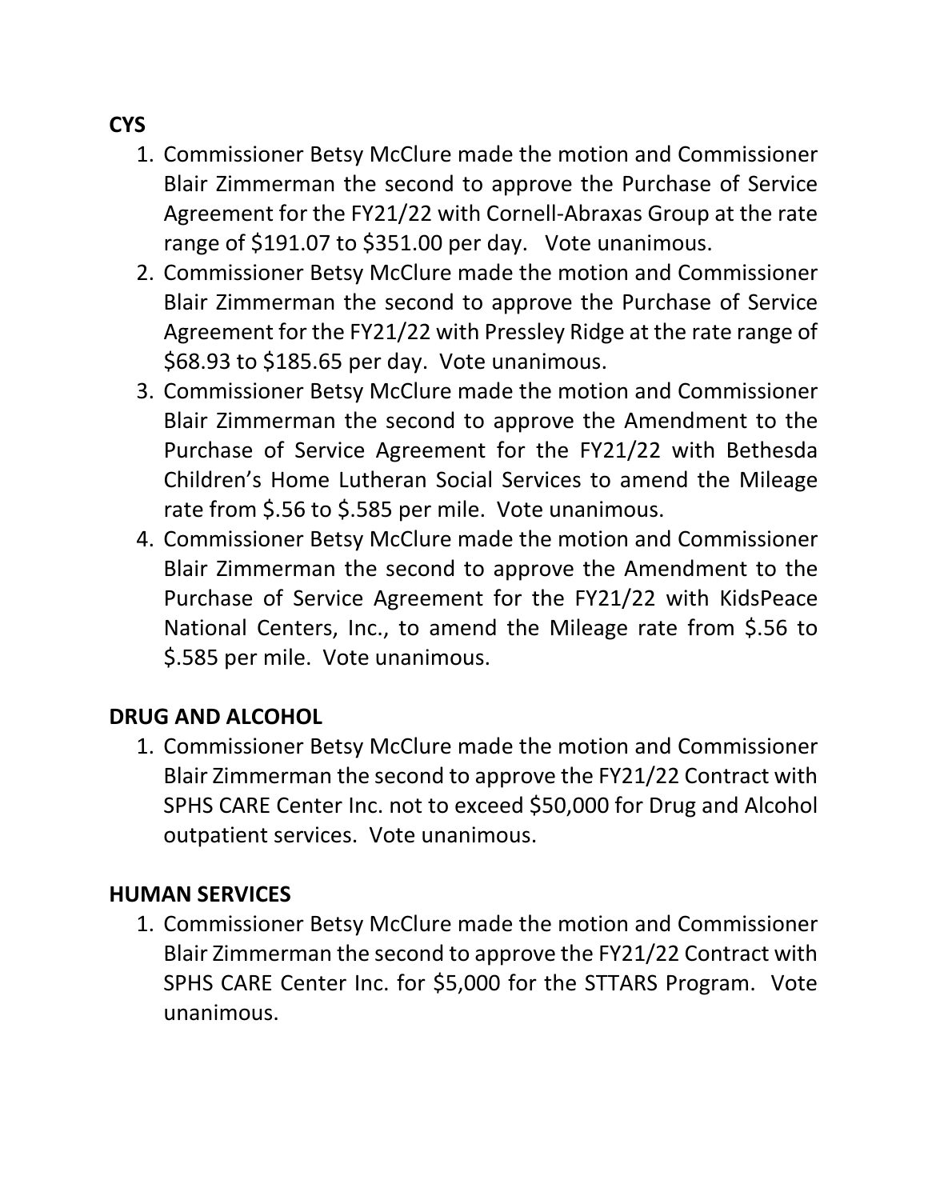**CYS**

1. Commissioner Betsy McClure made the motion and Commissioner Blair Zimmerman the second to approve the Purchase of Service Agreement for the FY21/22 with Cornell-Abraxas Group at the rate range of $191.07 to $351.00 per day. Vote unanimous.
2. Commissioner Betsy McClure made the motion and Commissioner Blair Zimmerman the second to approve the Purchase of Service Agreement for the FY21/22 with Pressley Ridge at the rate range of $68.93 to $185.65 per day. Vote unanimous.
3. Commissioner Betsy McClure made the motion and Commissioner Blair Zimmerman the second to approve the Amendment to the Purchase of Service Agreement for the FY21/22 with Bethesda Children's Home Lutheran Social Services to amend the Mileage rate from $.56 to $.585 per mile. Vote unanimous.
4. Commissioner Betsy McClure made the motion and Commissioner Blair Zimmerman the second to approve the Amendment to the Purchase of Service Agreement for the FY21/22 with KidsPeace National Centers, Inc., to amend the Mileage rate from $.56 to $.585 per mile. Vote unanimous.

**DRUG AND ALCOHOL**

1. Commissioner Betsy McClure made the motion and Commissioner Blair Zimmerman the second to approve the FY21/22 Contract with SPHS CARE Center Inc. not to exceed $50,000 for Drug and Alcohol outpatient services. Vote unanimous.

**HUMAN SERVICES**

1. Commissioner Betsy McClure made the motion and Commissioner Blair Zimmerman the second to approve the FY21/22 Contract with SPHS CARE Center Inc. for $5,000 for the STTARS Program. Vote unanimous.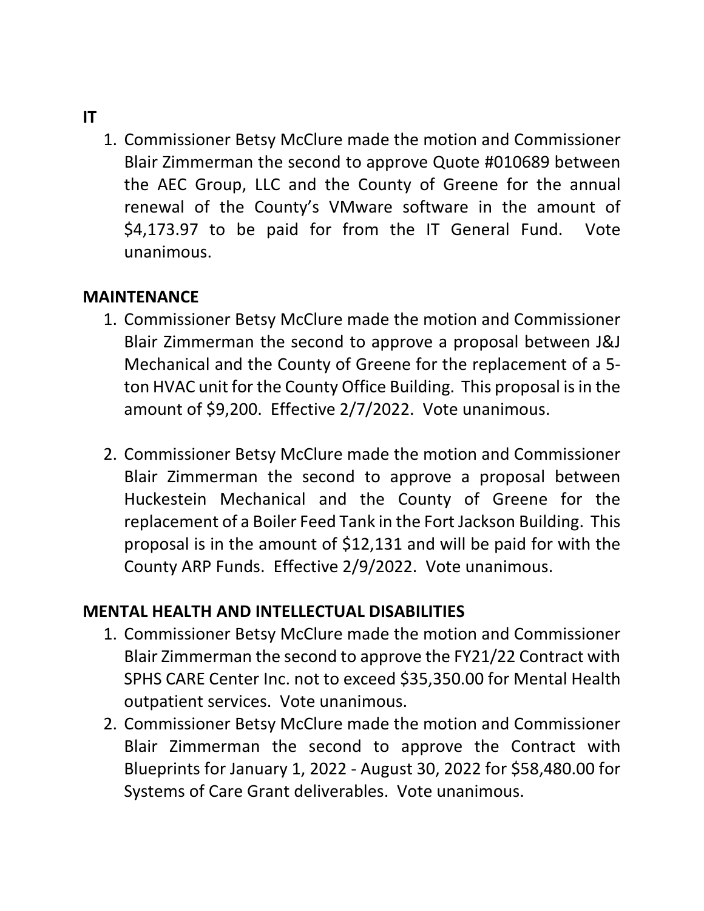**IT**

1. Commissioner Betsy McClure made the motion and Commissioner Blair Zimmerman the second to approve Quote #010689 between the AEC Group, LLC and the County of Greene for the annual renewal of the County's VMware software in the amount of $4,173.97 to be paid for from the IT General Fund. Vote unanimous.

**MAINTENANCE**

1. Commissioner Betsy McClure made the motion and Commissioner Blair Zimmerman the second to approve a proposal between J&J Mechanical and the County of Greene for the replacement of a 5-ton HVAC unit for the County Office Building. This proposal is in the amount of $9,200. Effective 2/7/2022. Vote unanimous.

2. Commissioner Betsy McClure made the motion and Commissioner Blair Zimmerman the second to approve a proposal between Huckestein Mechanical and the County of Greene for the replacement of a Boiler Feed Tank in the Fort Jackson Building. This proposal is in the amount of $12,131 and will be paid for with the County ARP Funds. Effective 2/9/2022. Vote unanimous.

**MENTAL HEALTH AND INTELLECTUAL DISABILITIES**

1. Commissioner Betsy McClure made the motion and Commissioner Blair Zimmerman the second to approve the FY21/22 Contract with SPHS CARE Center Inc. not to exceed $35,350.00 for Mental Health outpatient services. Vote unanimous.
2. Commissioner Betsy McClure made the motion and Commissioner Blair Zimmerman the second to approve the Contract with Blueprints for January 1, 2022 - August 30, 2022 for $58,480.00 for Systems of Care Grant deliverables. Vote unanimous.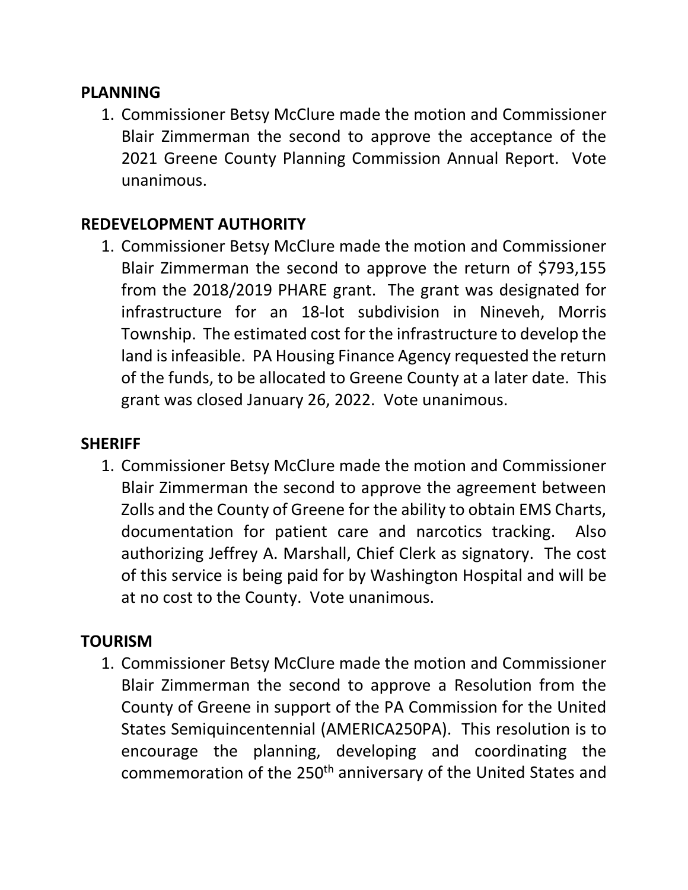**PLANNING**

1. Commissioner Betsy McClure made the motion and Commissioner Blair Zimmerman the second to approve the acceptance of the 2021 Greene County Planning Commission Annual Report. Vote unanimous.

**REDEVELOPMENT AUTHORITY**

1. Commissioner Betsy McClure made the motion and Commissioner Blair Zimmerman the second to approve the return of $793,155 from the 2018/2019 PHARE grant. The grant was designated for infrastructure for an 18-lot subdivision in Nineveh, Morris Township. The estimated cost for the infrastructure to develop the land is infeasible. PA Housing Finance Agency requested the return of the funds, to be allocated to Greene County at a later date. This grant was closed January 26, 2022. Vote unanimous.

**SHERIFF**

1. Commissioner Betsy McClure made the motion and Commissioner Blair Zimmerman the second to approve the agreement between Zolls and the County of Greene for the ability to obtain EMS Charts, documentation for patient care and narcotics tracking. Also authorizing Jeffrey A. Marshall, Chief Clerk as signatory. The cost of this service is being paid for by Washington Hospital and will be at no cost to the County. Vote unanimous.

**TOURISM**

1. Commissioner Betsy McClure made the motion and Commissioner Blair Zimmerman the second to approve a Resolution from the County of Greene in support of the PA Commission for the United States Semiquincentennial (AMERICA250PA). This resolution is to encourage the planning, developing and coordinating the commemoration of the 250th anniversary of the United States and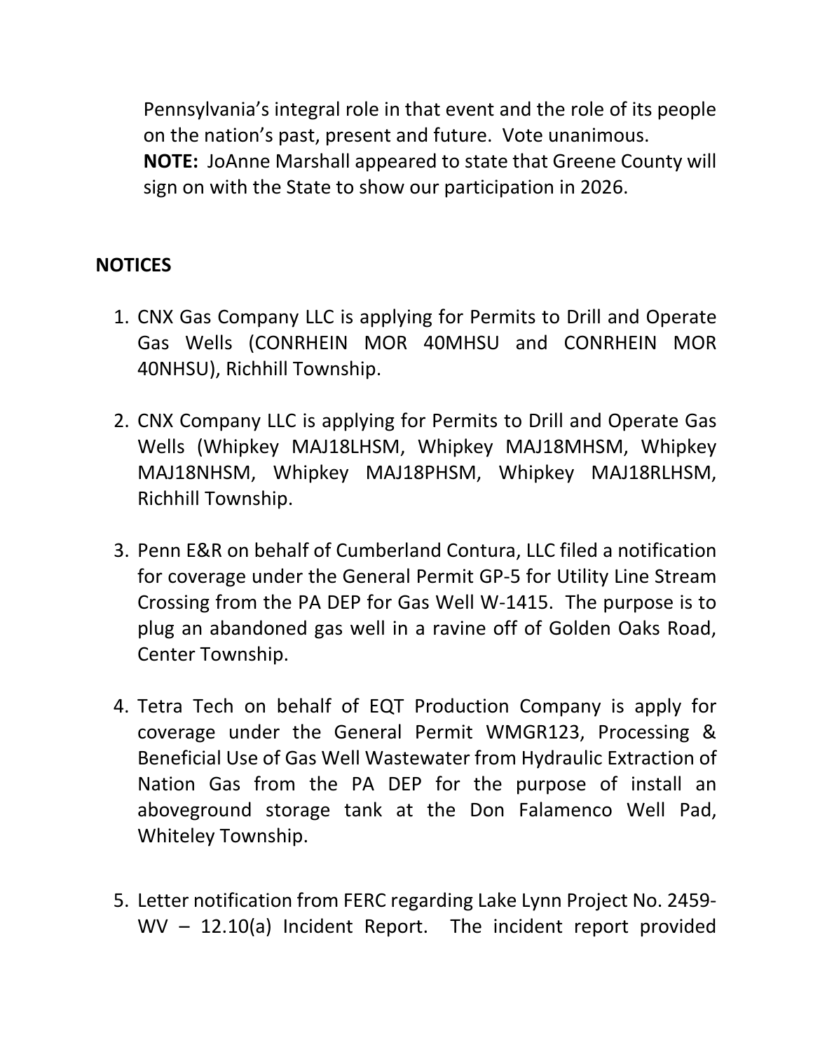Pennsylvania's integral role in that event and the role of its people on the nation's past, present and future. Vote unanimous.
**NOTE:** JoAnne Marshall appeared to state that Greene County will sign on with the State to show our participation in 2026.

**NOTICES**

1. CNX Gas Company LLC is applying for Permits to Drill and Operate Gas Wells (CONRHEIN MOR 40MHSU and CONRHEIN MOR 40NHSU), Richhill Township.

2. CNX Company LLC is applying for Permits to Drill and Operate Gas Wells (Whipkey MAJ18LHSM, Whipkey MAJ18MHSM, Whipkey MAJ18NHSM, Whipkey MAJ18PHSM, Whipkey MAJ18RLHSM, Richhill Township.

3. Penn E&R on behalf of Cumberland Contura, LLC filed a notification for coverage under the General Permit GP-5 for Utility Line Stream Crossing from the PA DEP for Gas Well W-1415. The purpose is to plug an abandoned gas well in a ravine off of Golden Oaks Road, Center Township.

4. Tetra Tech on behalf of EQT Production Company is apply for coverage under the General Permit WMGR123, Processing & Beneficial Use of Gas Well Wastewater from Hydraulic Extraction of Nation Gas from the PA DEP for the purpose of install an aboveground storage tank at the Don Falamenco Well Pad, Whiteley Township.

5. Letter notification from FERC regarding Lake Lynn Project No. 2459-WV – 12.10(a) Incident Report. The incident report provided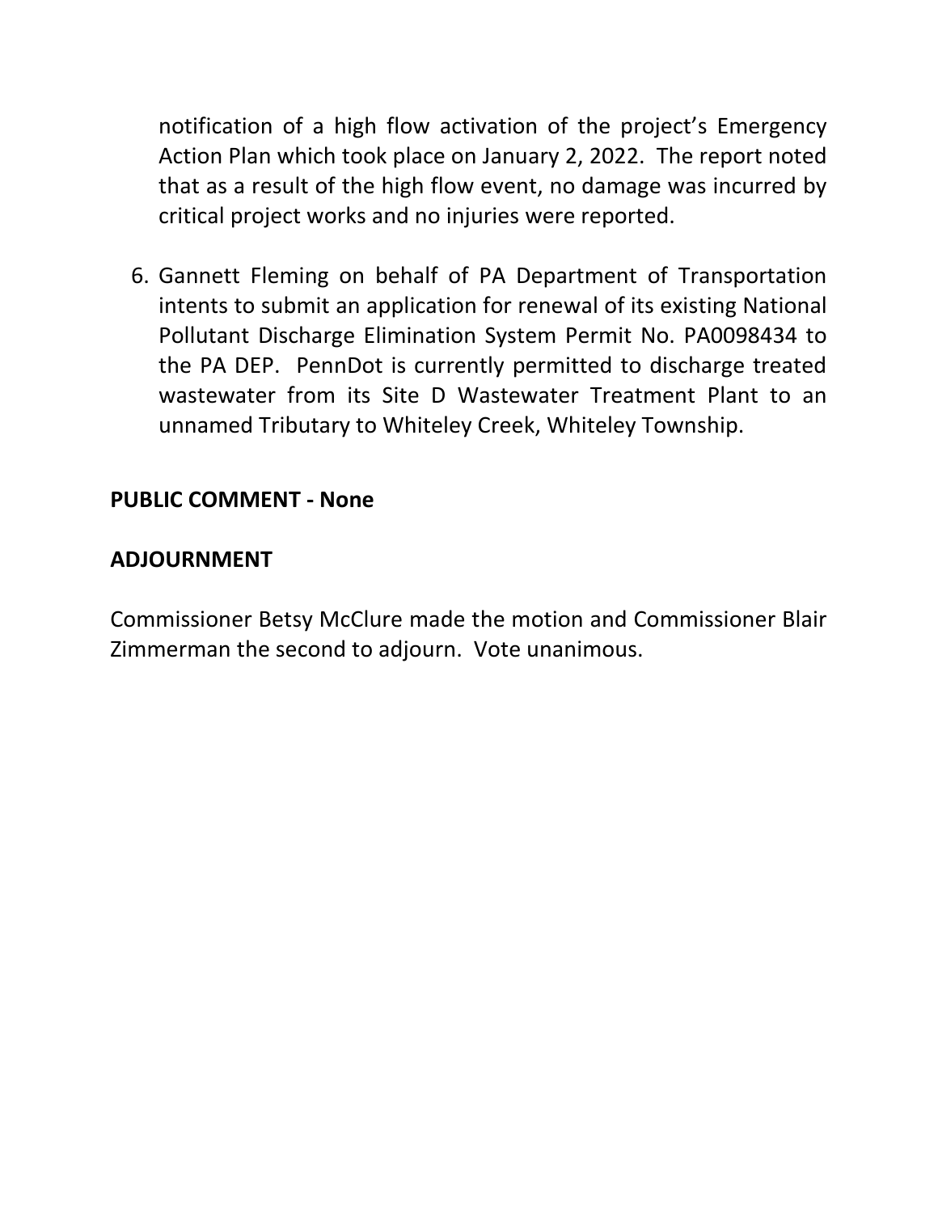notification of a high flow activation of the project's Emergency Action Plan which took place on January 2, 2022. The report noted that as a result of the high flow event, no damage was incurred by critical project works and no injuries were reported.

6. Gannett Fleming on behalf of PA Department of Transportation intents to submit an application for renewal of its existing National Pollutant Discharge Elimination System Permit No. PA0098434 to the PA DEP. PennDot is currently permitted to discharge treated wastewater from its Site D Wastewater Treatment Plant to an unnamed Tributary to Whiteley Creek, Whiteley Township.

**PUBLIC COMMENT - None**

**ADJOURNMENT**

Commissioner Betsy McClure made the motion and Commissioner Blair Zimmerman the second to adjourn. Vote unanimous.